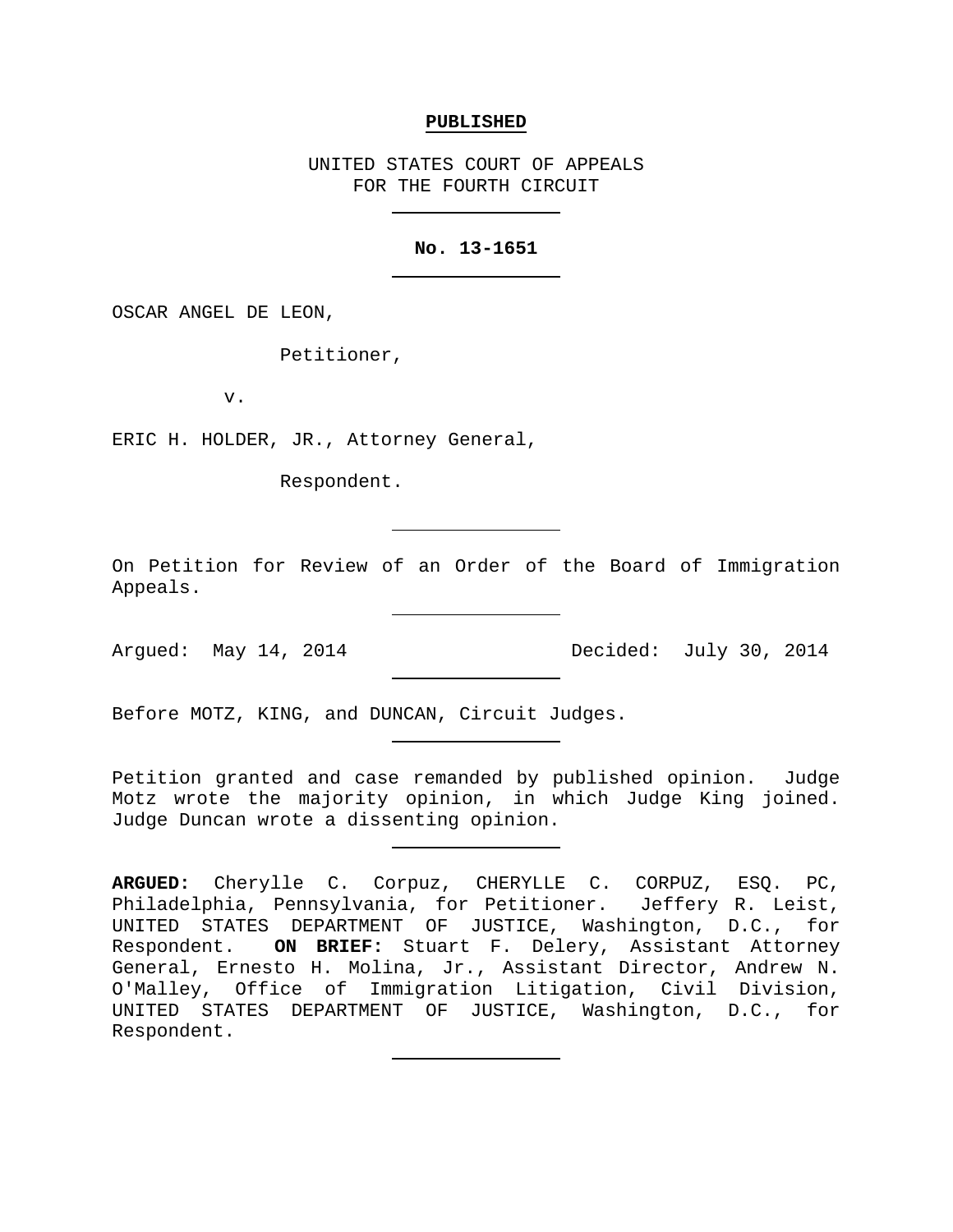**PUBLISHED**

UNITED STATES COURT OF APPEALS
FOR THE FOURTH CIRCUIT

---

**No. 13-1651**

---

OSCAR ANGEL DE LEON,

Petitioner,

v.

ERIC H. HOLDER, JR., Attorney General,

Respondent.

---

On Petition for Review of an Order of the Board of Immigration Appeals.

---

Argued: May 14, 2014 Decided: July 30, 2014

---

Before MOTZ, KING, and DUNCAN, Circuit Judges.

---

Petition granted and case remanded by published opinion. Judge Motz wrote the majority opinion, in which Judge King joined. Judge Duncan wrote a dissenting opinion.

---

**ARGUED:** Cherylle C. Corpuz, CHERYLLE C. CORPUZ, ESQ. PC, Philadelphia, Pennsylvania, for Petitioner. Jeffery R. Leist, UNITED STATES DEPARTMENT OF JUSTICE, Washington, D.C., for Respondent. **ON BRIEF:** Stuart F. Delery, Assistant Attorney General, Ernesto H. Molina, Jr., Assistant Director, Andrew N. O'Malley, Office of Immigration Litigation, Civil Division, UNITED STATES DEPARTMENT OF JUSTICE, Washington, D.C., for Respondent.

---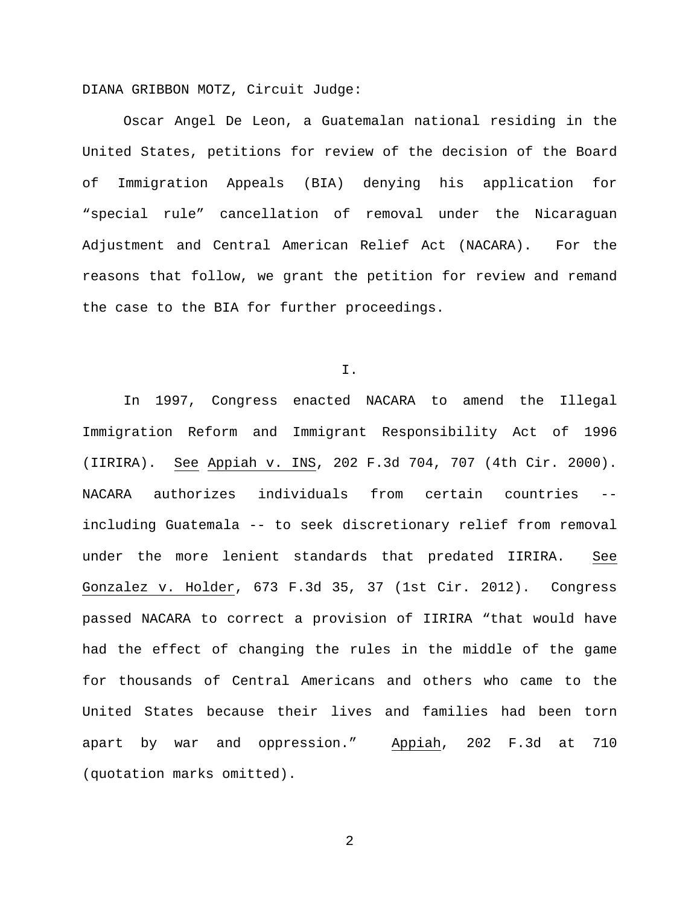DIANA GRIBBON MOTZ, Circuit Judge:

Oscar Angel De Leon, a Guatemalan national residing in the United States, petitions for review of the decision of the Board of Immigration Appeals (BIA) denying his application for "special rule" cancellation of removal under the Nicaraguan Adjustment and Central American Relief Act (NACARA). For the reasons that follow, we grant the petition for review and remand the case to the BIA for further proceedings.

I.

In 1997, Congress enacted NACARA to amend the Illegal Immigration Reform and Immigrant Responsibility Act of 1996 (IIRIRA). See Appiah v. INS, 202 F.3d 704, 707 (4th Cir. 2000). NACARA authorizes individuals from certain countries -- including Guatemala -- to seek discretionary relief from removal under the more lenient standards that predated IIRIRA. See Gonzalez v. Holder, 673 F.3d 35, 37 (1st Cir. 2012). Congress passed NACARA to correct a provision of IIRIRA "that would have had the effect of changing the rules in the middle of the game for thousands of Central Americans and others who came to the United States because their lives and families had been torn apart by war and oppression." Appiah, 202 F.3d at 710 (quotation marks omitted).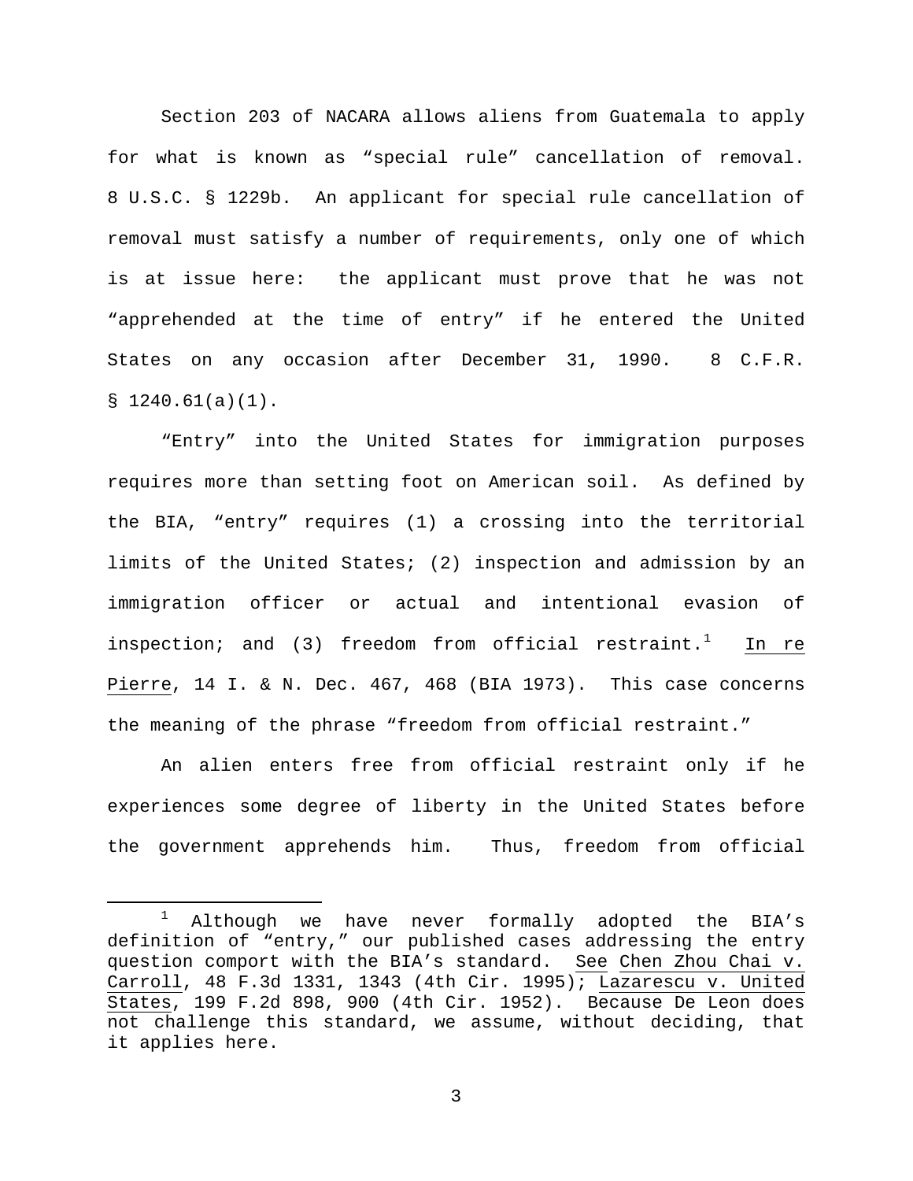Section 203 of NACARA allows aliens from Guatemala to apply for what is known as "special rule" cancellation of removal. 8 U.S.C. § 1229b. An applicant for special rule cancellation of removal must satisfy a number of requirements, only one of which is at issue here: the applicant must prove that he was not "apprehended at the time of entry" if he entered the United States on any occasion after December 31, 1990. 8 C.F.R. § 1240.61(a)(1).

"Entry" into the United States for immigration purposes requires more than setting foot on American soil. As defined by the BIA, "entry" requires (1) a crossing into the territorial limits of the United States; (2) inspection and admission by an immigration officer or actual and intentional evasion of inspection; and (3) freedom from official restraint.[1] In re Pierre, 14 I. & N. Dec. 467, 468 (BIA 1973). This case concerns the meaning of the phrase "freedom from official restraint."

An alien enters free from official restraint only if he experiences some degree of liberty in the United States before the government apprehends him. Thus, freedom from official

[1] Although we have never formally adopted the BIA's definition of "entry," our published cases addressing the entry question comport with the BIA's standard. See Chen Zhou Chai v. Carroll, 48 F.3d 1331, 1343 (4th Cir. 1995); Lazarescu v. United States, 199 F.2d 898, 900 (4th Cir. 1952). Because De Leon does not challenge this standard, we assume, without deciding, that it applies here.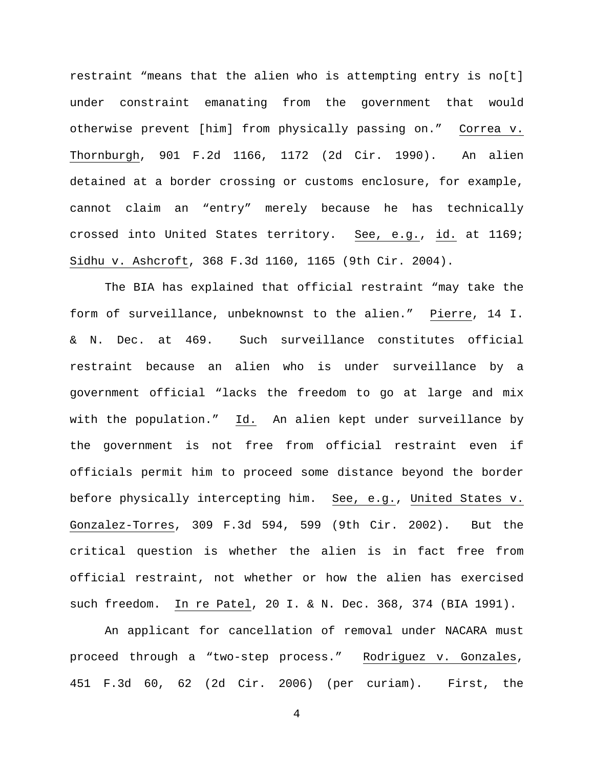restraint "means that the alien who is attempting entry is no[t] under constraint emanating from the government that would otherwise prevent [him] from physically passing on." Correa v. Thornburgh, 901 F.2d 1166, 1172 (2d Cir. 1990). An alien detained at a border crossing or customs enclosure, for example, cannot claim an "entry" merely because he has technically crossed into United States territory. See, e.g., id. at 1169; Sidhu v. Ashcroft, 368 F.3d 1160, 1165 (9th Cir. 2004).

The BIA has explained that official restraint "may take the form of surveillance, unbeknownst to the alien." Pierre, 14 I. & N. Dec. at 469. Such surveillance constitutes official restraint because an alien who is under surveillance by a government official "lacks the freedom to go at large and mix with the population." Id. An alien kept under surveillance by the government is not free from official restraint even if officials permit him to proceed some distance beyond the border before physically intercepting him. See, e.g., United States v. Gonzalez-Torres, 309 F.3d 594, 599 (9th Cir. 2002). But the critical question is whether the alien is in fact free from official restraint, not whether or how the alien has exercised such freedom. In re Patel, 20 I. & N. Dec. 368, 374 (BIA 1991).

An applicant for cancellation of removal under NACARA must proceed through a "two-step process." Rodriguez v. Gonzales, 451 F.3d 60, 62 (2d Cir. 2006) (per curiam). First, the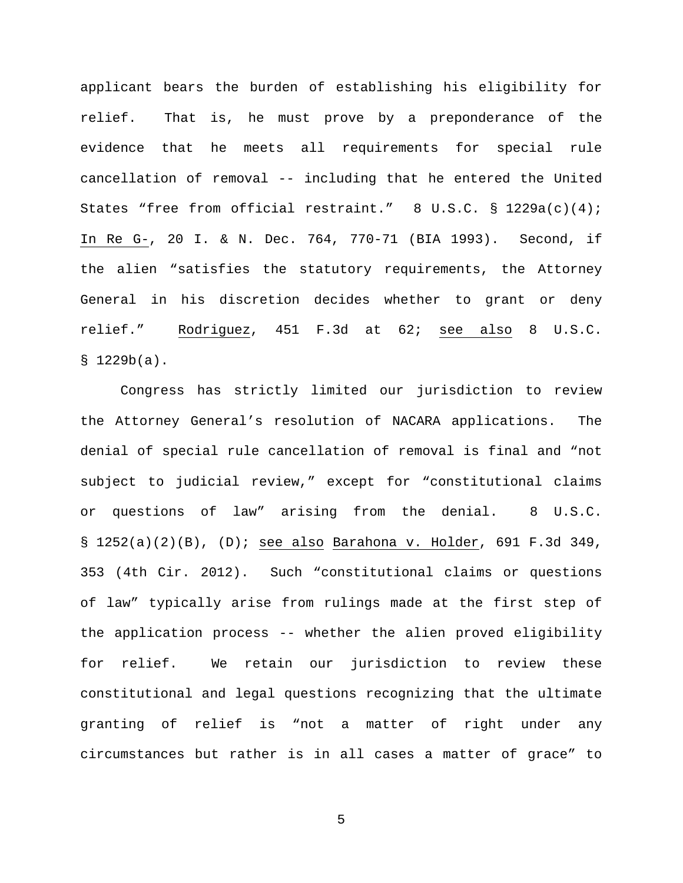applicant bears the burden of establishing his eligibility for relief. That is, he must prove by a preponderance of the evidence that he meets all requirements for special rule cancellation of removal -- including that he entered the United States "free from official restraint." 8 U.S.C. § 1229a(c)(4); In Re G-, 20 I. & N. Dec. 764, 770-71 (BIA 1993). Second, if the alien "satisfies the statutory requirements, the Attorney General in his discretion decides whether to grant or deny relief." Rodriguez, 451 F.3d at 62; see also 8 U.S.C. § 1229b(a).

Congress has strictly limited our jurisdiction to review the Attorney General's resolution of NACARA applications. The denial of special rule cancellation of removal is final and "not subject to judicial review," except for "constitutional claims or questions of law" arising from the denial. 8 U.S.C. § 1252(a)(2)(B), (D); see also Barahona v. Holder, 691 F.3d 349, 353 (4th Cir. 2012). Such "constitutional claims or questions of law" typically arise from rulings made at the first step of the application process -- whether the alien proved eligibility for relief. We retain our jurisdiction to review these constitutional and legal questions recognizing that the ultimate granting of relief is "not a matter of right under any circumstances but rather is in all cases a matter of grace" to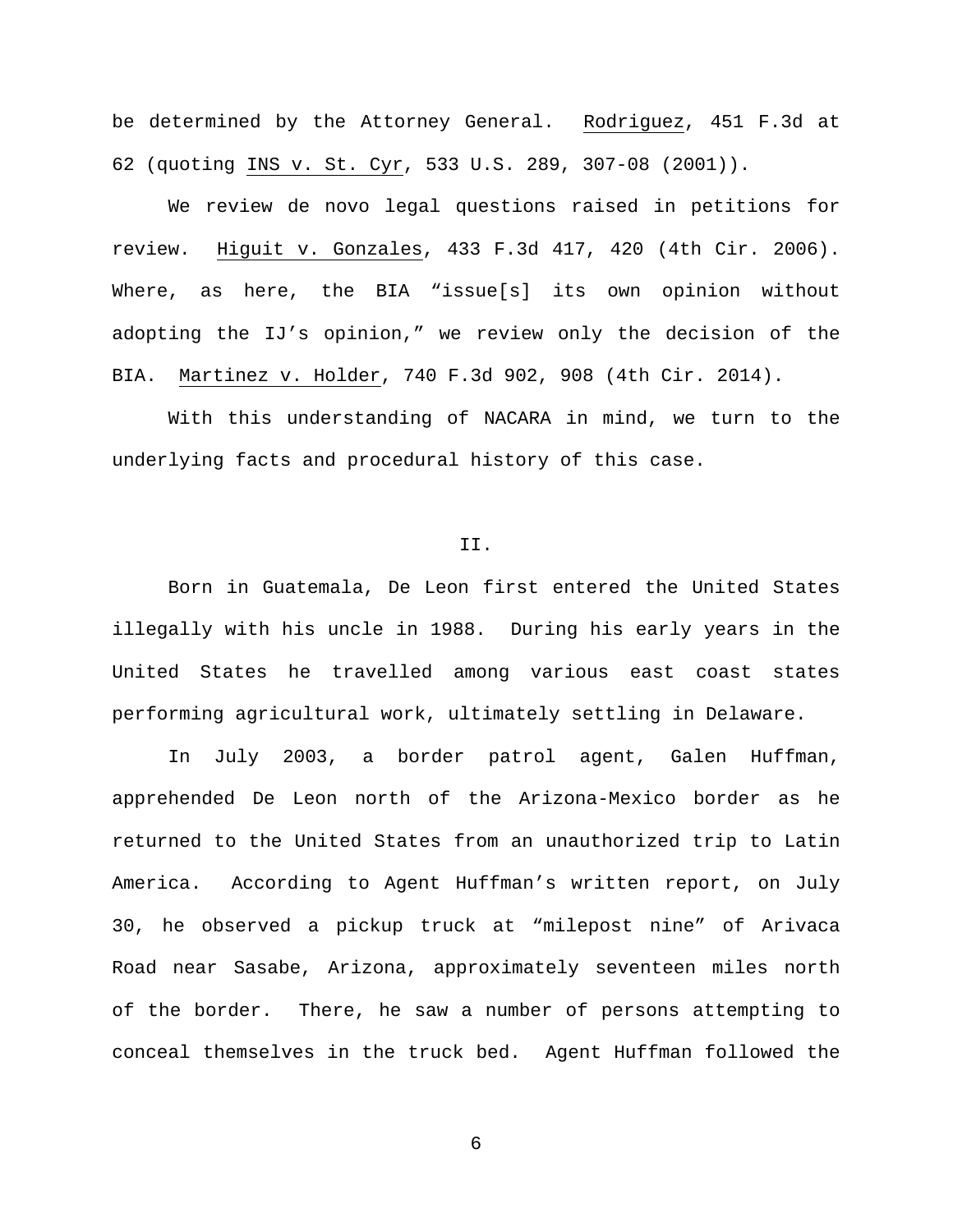be determined by the Attorney General. Rodriguez, 451 F.3d at 62 (quoting INS v. St. Cyr, 533 U.S. 289, 307-08 (2001)).

We review de novo legal questions raised in petitions for review. Higuit v. Gonzales, 433 F.3d 417, 420 (4th Cir. 2006). Where, as here, the BIA "issue[s] its own opinion without adopting the IJ's opinion," we review only the decision of the BIA. Martinez v. Holder, 740 F.3d 902, 908 (4th Cir. 2014).

With this understanding of NACARA in mind, we turn to the underlying facts and procedural history of this case.

## II.

Born in Guatemala, De Leon first entered the United States illegally with his uncle in 1988. During his early years in the United States he travelled among various east coast states performing agricultural work, ultimately settling in Delaware.

In July 2003, a border patrol agent, Galen Huffman, apprehended De Leon north of the Arizona-Mexico border as he returned to the United States from an unauthorized trip to Latin America. According to Agent Huffman's written report, on July 30, he observed a pickup truck at "milepost nine" of Arivaca Road near Sasabe, Arizona, approximately seventeen miles north of the border. There, he saw a number of persons attempting to conceal themselves in the truck bed. Agent Huffman followed the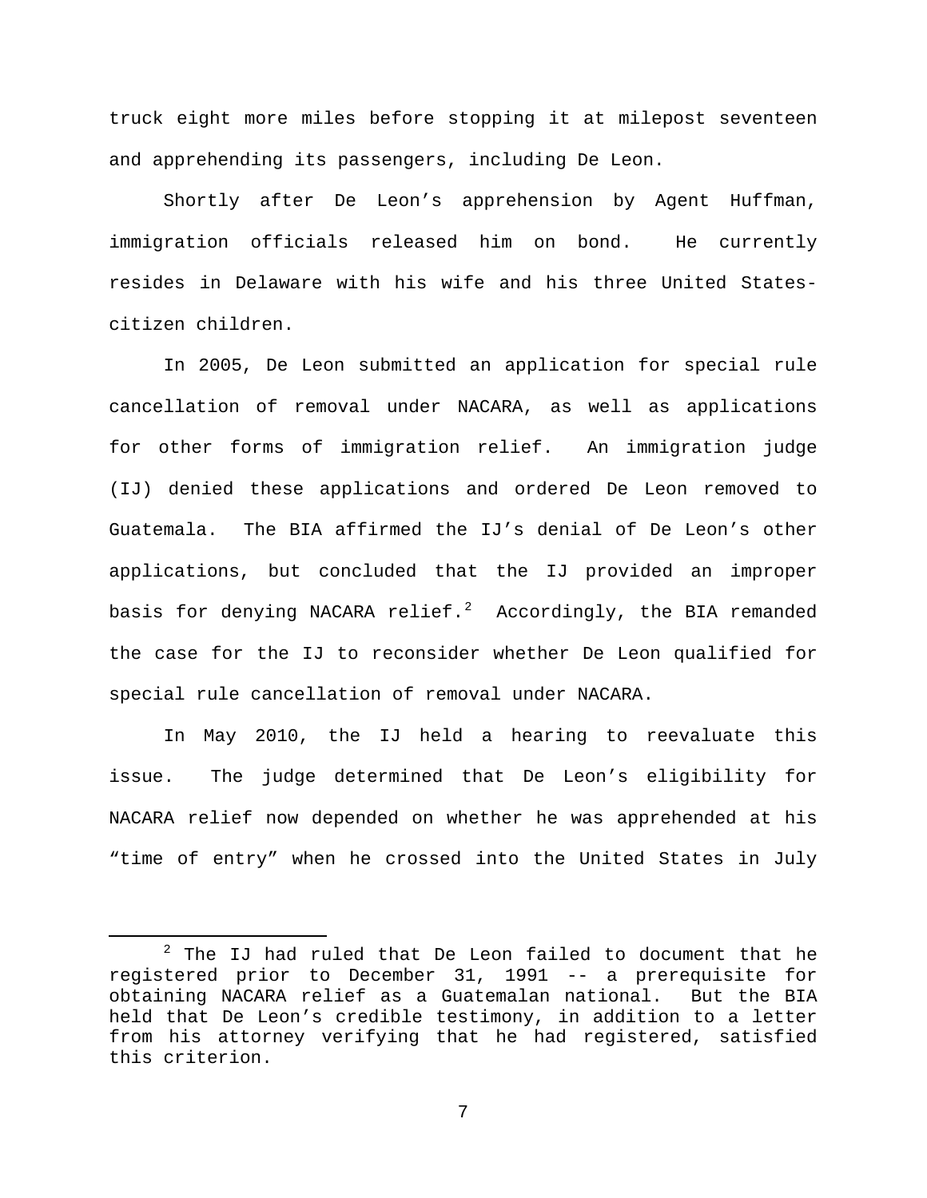truck eight more miles before stopping it at milepost seventeen and apprehending its passengers, including De Leon.

Shortly after De Leon's apprehension by Agent Huffman, immigration officials released him on bond. He currently resides in Delaware with his wife and his three United States-citizen children.

In 2005, De Leon submitted an application for special rule cancellation of removal under NACARA, as well as applications for other forms of immigration relief. An immigration judge (IJ) denied these applications and ordered De Leon removed to Guatemala. The BIA affirmed the IJ's denial of De Leon's other applications, but concluded that the IJ provided an improper basis for denying NACARA relief.[2] Accordingly, the BIA remanded the case for the IJ to reconsider whether De Leon qualified for special rule cancellation of removal under NACARA.

In May 2010, the IJ held a hearing to reevaluate this issue. The judge determined that De Leon's eligibility for NACARA relief now depended on whether he was apprehended at his "time of entry" when he crossed into the United States in July

---

[2] The IJ had ruled that De Leon failed to document that he registered prior to December 31, 1991 -- a prerequisite for obtaining NACARA relief as a Guatemalan national. But the BIA held that De Leon's credible testimony, in addition to a letter from his attorney verifying that he had registered, satisfied this criterion.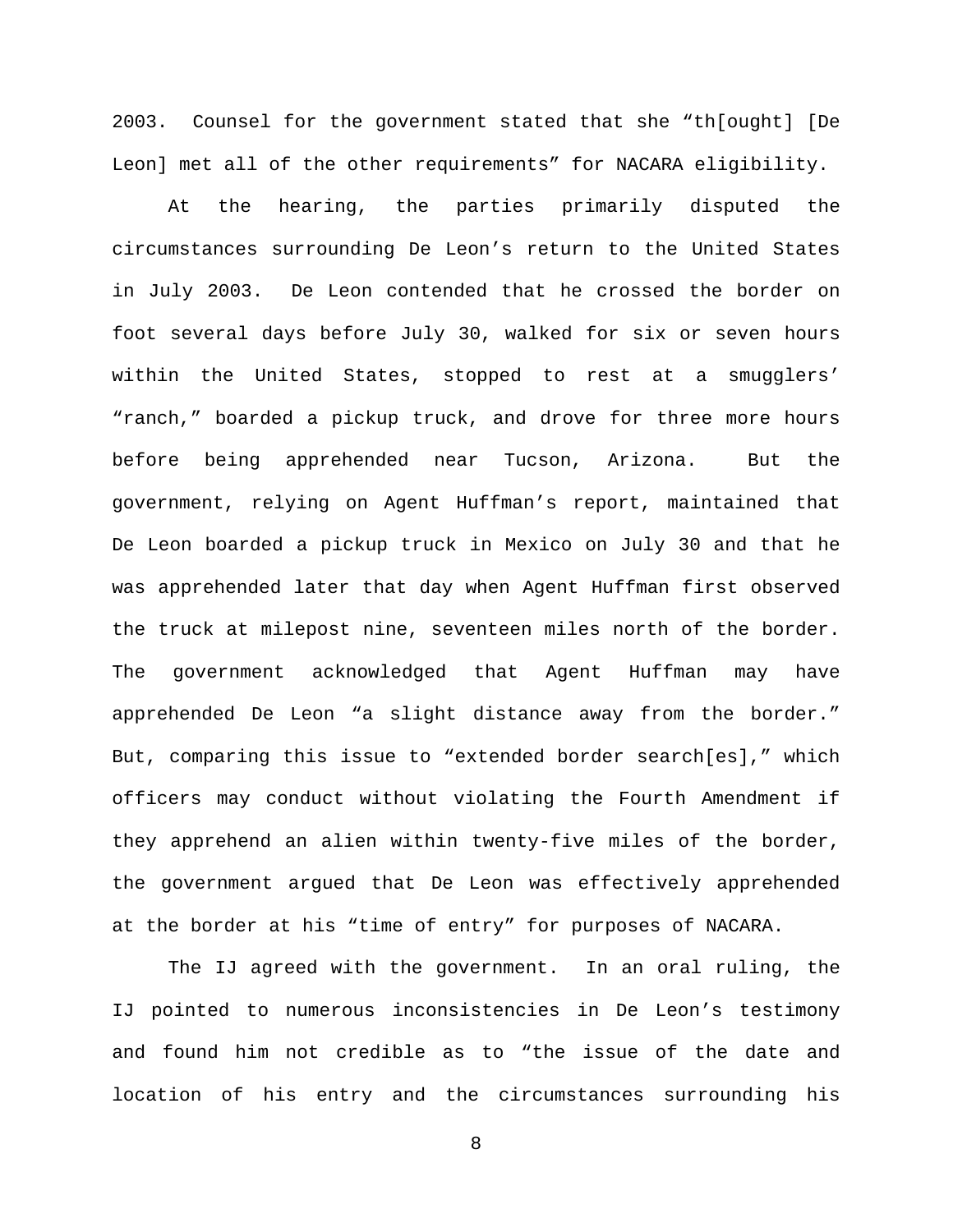2003. Counsel for the government stated that she "th[ought] [De Leon] met all of the other requirements" for NACARA eligibility.

At the hearing, the parties primarily disputed the circumstances surrounding De Leon's return to the United States in July 2003. De Leon contended that he crossed the border on foot several days before July 30, walked for six or seven hours within the United States, stopped to rest at a smugglers' "ranch," boarded a pickup truck, and drove for three more hours before being apprehended near Tucson, Arizona. But the government, relying on Agent Huffman's report, maintained that De Leon boarded a pickup truck in Mexico on July 30 and that he was apprehended later that day when Agent Huffman first observed the truck at milepost nine, seventeen miles north of the border. The government acknowledged that Agent Huffman may have apprehended De Leon "a slight distance away from the border." But, comparing this issue to "extended border search[es]," which officers may conduct without violating the Fourth Amendment if they apprehend an alien within twenty-five miles of the border, the government argued that De Leon was effectively apprehended at the border at his "time of entry" for purposes of NACARA.

The IJ agreed with the government. In an oral ruling, the IJ pointed to numerous inconsistencies in De Leon's testimony and found him not credible as to "the issue of the date and location of his entry and the circumstances surrounding his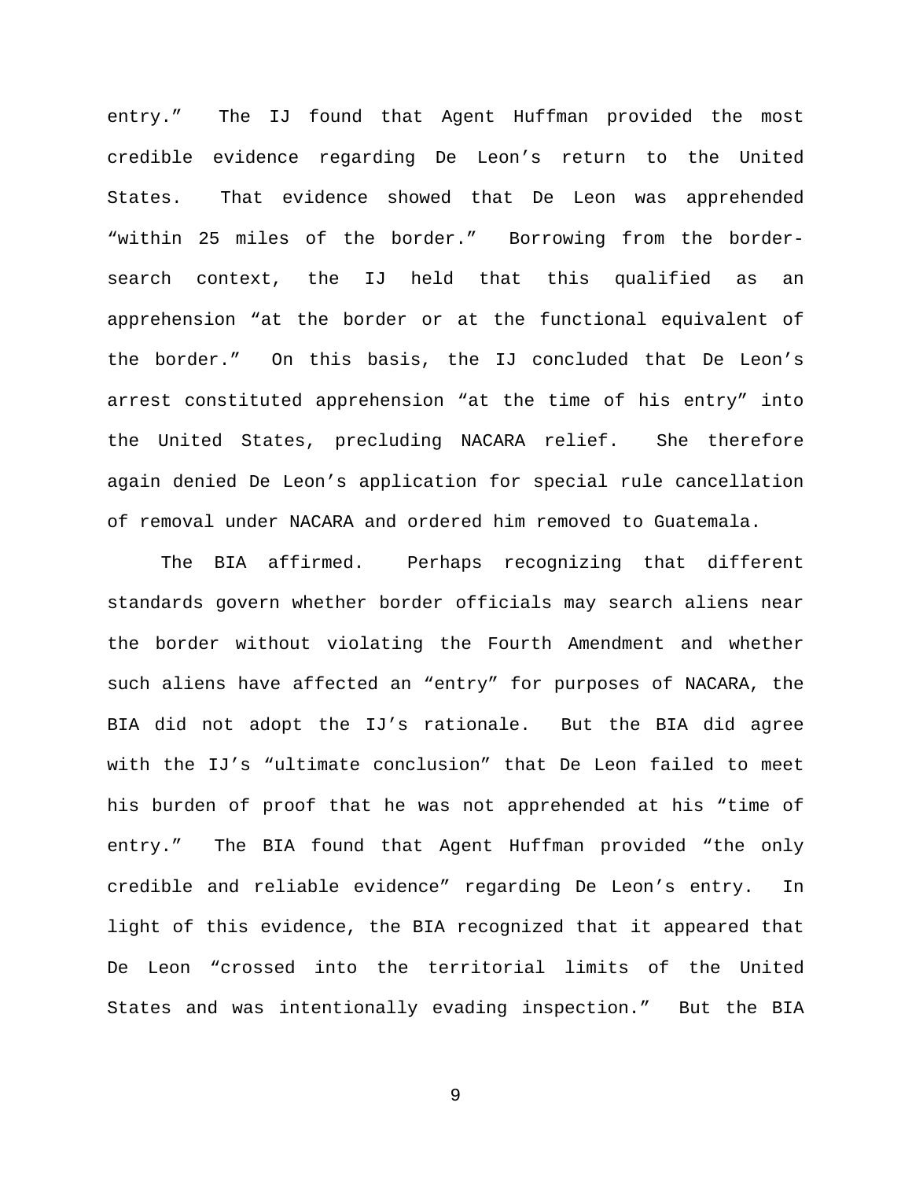entry." The IJ found that Agent Huffman provided the most credible evidence regarding De Leon's return to the United States. That evidence showed that De Leon was apprehended "within 25 miles of the border." Borrowing from the border-search context, the IJ held that this qualified as an apprehension "at the border or at the functional equivalent of the border." On this basis, the IJ concluded that De Leon's arrest constituted apprehension "at the time of his entry" into the United States, precluding NACARA relief. She therefore again denied De Leon's application for special rule cancellation of removal under NACARA and ordered him removed to Guatemala.

The BIA affirmed. Perhaps recognizing that different standards govern whether border officials may search aliens near the border without violating the Fourth Amendment and whether such aliens have affected an "entry" for purposes of NACARA, the BIA did not adopt the IJ's rationale. But the BIA did agree with the IJ's "ultimate conclusion" that De Leon failed to meet his burden of proof that he was not apprehended at his "time of entry." The BIA found that Agent Huffman provided "the only credible and reliable evidence" regarding De Leon's entry. In light of this evidence, the BIA recognized that it appeared that De Leon "crossed into the territorial limits of the United States and was intentionally evading inspection." But the BIA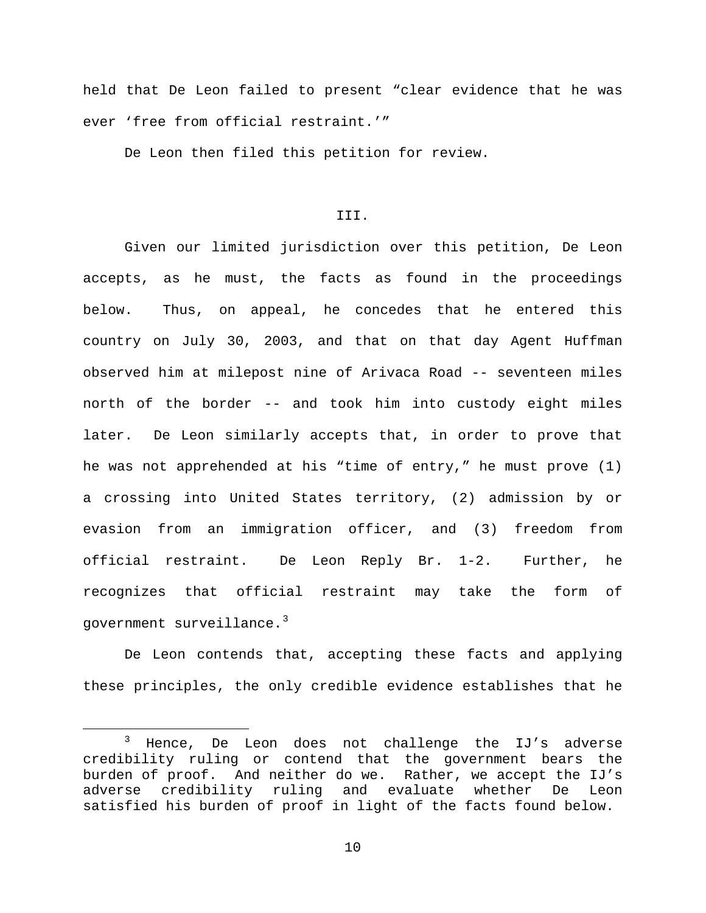held that De Leon failed to present "clear evidence that he was ever 'free from official restraint.'"

De Leon then filed this petition for review.

III.

Given our limited jurisdiction over this petition, De Leon accepts, as he must, the facts as found in the proceedings below. Thus, on appeal, he concedes that he entered this country on July 30, 2003, and that on that day Agent Huffman observed him at milepost nine of Arivaca Road -- seventeen miles north of the border -- and took him into custody eight miles later. De Leon similarly accepts that, in order to prove that he was not apprehended at his "time of entry," he must prove (1) a crossing into United States territory, (2) admission by or evasion from an immigration officer, and (3) freedom from official restraint. De Leon Reply Br. 1-2. Further, he recognizes that official restraint may take the form of government surveillance.[3]

De Leon contends that, accepting these facts and applying these principles, the only credible evidence establishes that he

[3] Hence, De Leon does not challenge the IJ's adverse credibility ruling or contend that the government bears the burden of proof. And neither do we. Rather, we accept the IJ's adverse credibility ruling and evaluate whether De Leon satisfied his burden of proof in light of the facts found below.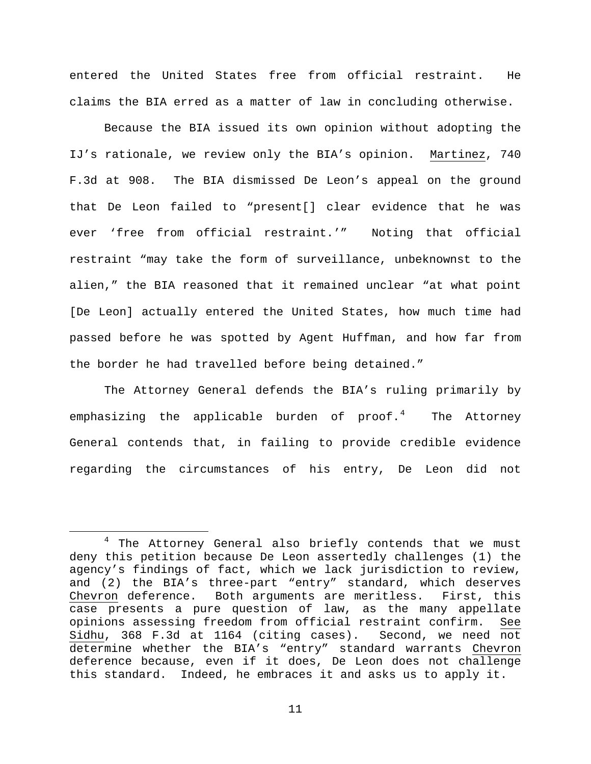entered the United States free from official restraint. He claims the BIA erred as a matter of law in concluding otherwise.

Because the BIA issued its own opinion without adopting the IJ's rationale, we review only the BIA's opinion. Martinez, 740 F.3d at 908. The BIA dismissed De Leon's appeal on the ground that De Leon failed to "present[] clear evidence that he was ever 'free from official restraint.'" Noting that official restraint "may take the form of surveillance, unbeknownst to the alien," the BIA reasoned that it remained unclear "at what point [De Leon] actually entered the United States, how much time had passed before he was spotted by Agent Huffman, and how far from the border he had travelled before being detained."

The Attorney General defends the BIA's ruling primarily by emphasizing the applicable burden of proof.[4] The Attorney General contends that, in failing to provide credible evidence regarding the circumstances of his entry, De Leon did not

---

[4] The Attorney General also briefly contends that we must deny this petition because De Leon assertedly challenges (1) the agency's findings of fact, which we lack jurisdiction to review, and (2) the BIA's three-part "entry" standard, which deserves Chevron deference. Both arguments are meritless. First, this case presents a pure question of law, as the many appellate opinions assessing freedom from official restraint confirm. See Sidhu, 368 F.3d at 1164 (citing cases). Second, we need not determine whether the BIA's "entry" standard warrants Chevron deference because, even if it does, De Leon does not challenge this standard. Indeed, he embraces it and asks us to apply it.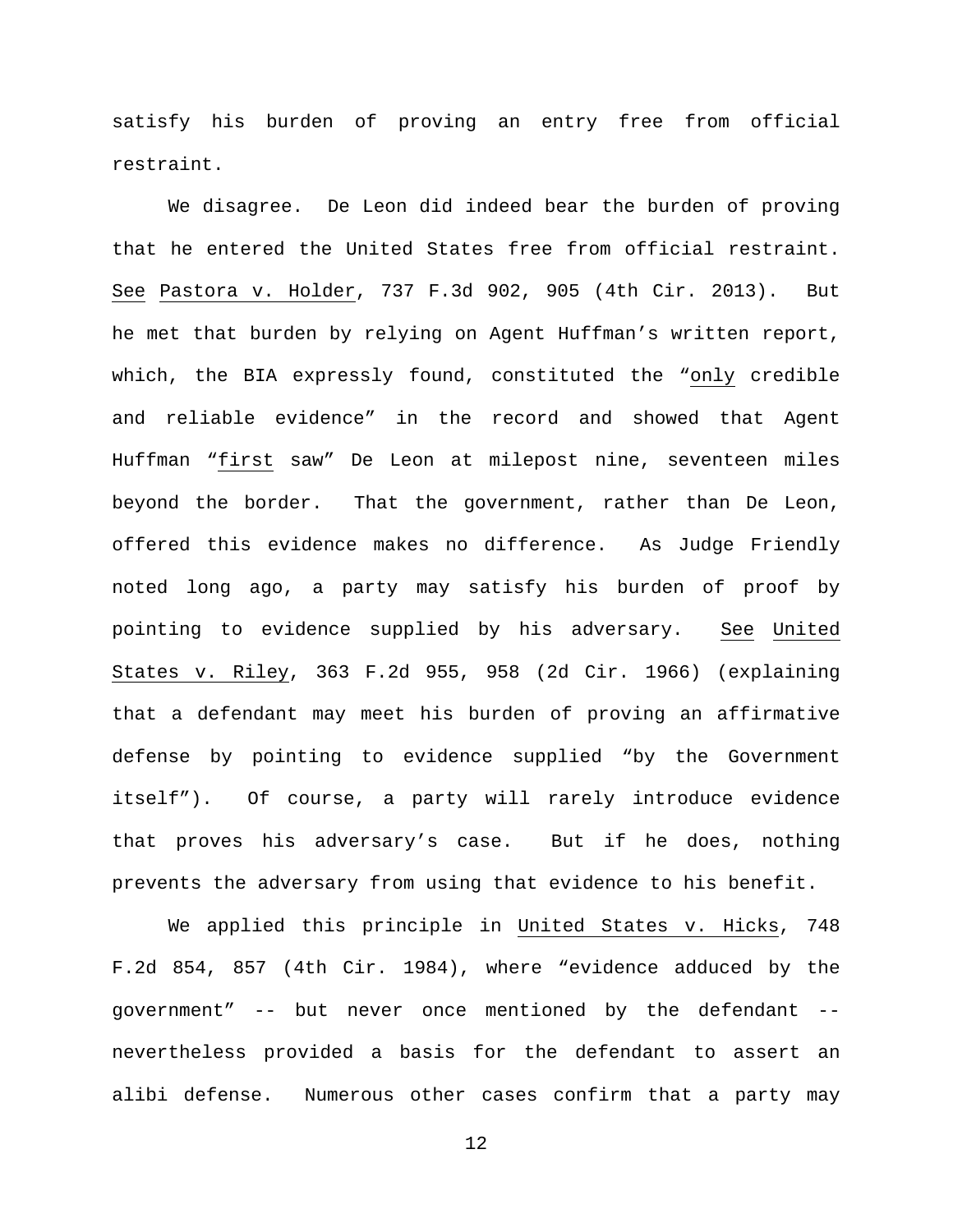satisfy his burden of proving an entry free from official restraint.

We disagree. De Leon did indeed bear the burden of proving that he entered the United States free from official restraint. See Pastora v. Holder, 737 F.3d 902, 905 (4th Cir. 2013). But he met that burden by relying on Agent Huffman's written report, which, the BIA expressly found, constituted the "only credible and reliable evidence" in the record and showed that Agent Huffman "first saw" De Leon at milepost nine, seventeen miles beyond the border. That the government, rather than De Leon, offered this evidence makes no difference. As Judge Friendly noted long ago, a party may satisfy his burden of proof by pointing to evidence supplied by his adversary. See United States v. Riley, 363 F.2d 955, 958 (2d Cir. 1966) (explaining that a defendant may meet his burden of proving an affirmative defense by pointing to evidence supplied "by the Government itself"). Of course, a party will rarely introduce evidence that proves his adversary's case. But if he does, nothing prevents the adversary from using that evidence to his benefit.

We applied this principle in United States v. Hicks, 748 F.2d 854, 857 (4th Cir. 1984), where "evidence adduced by the government" -- but never once mentioned by the defendant -- nevertheless provided a basis for the defendant to assert an alibi defense. Numerous other cases confirm that a party may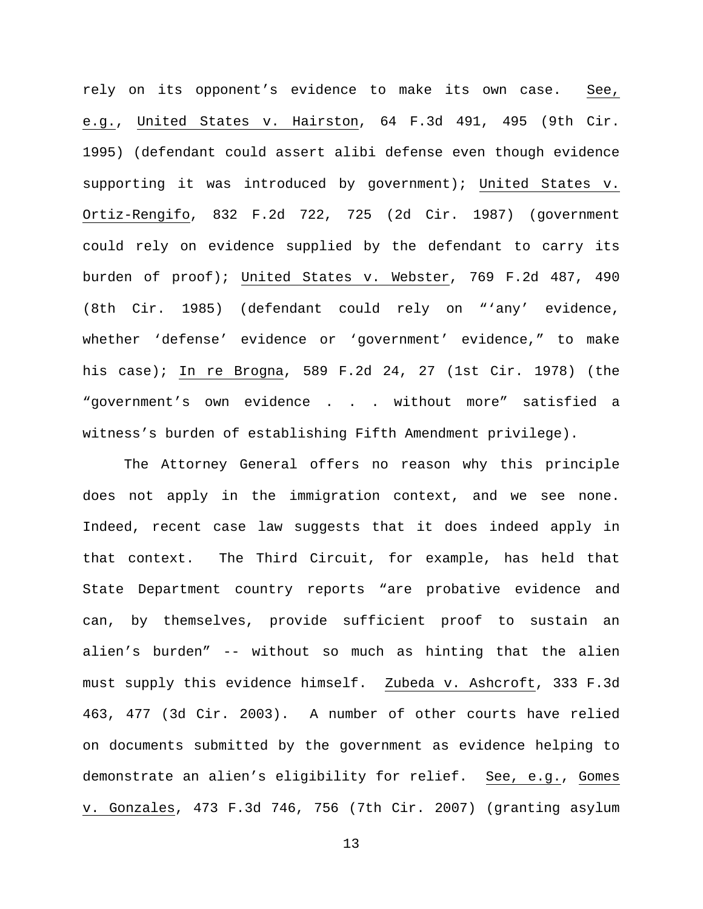rely on its opponent's evidence to make its own case. See, e.g., United States v. Hairston, 64 F.3d 491, 495 (9th Cir. 1995) (defendant could assert alibi defense even though evidence supporting it was introduced by government); United States v. Ortiz-Rengifo, 832 F.2d 722, 725 (2d Cir. 1987) (government could rely on evidence supplied by the defendant to carry its burden of proof); United States v. Webster, 769 F.2d 487, 490 (8th Cir. 1985) (defendant could rely on "'any' evidence, whether 'defense' evidence or 'government' evidence," to make his case); In re Brogna, 589 F.2d 24, 27 (1st Cir. 1978) (the "government's own evidence . . . without more" satisfied a witness's burden of establishing Fifth Amendment privilege).

The Attorney General offers no reason why this principle does not apply in the immigration context, and we see none. Indeed, recent case law suggests that it does indeed apply in that context. The Third Circuit, for example, has held that State Department country reports "are probative evidence and can, by themselves, provide sufficient proof to sustain an alien's burden" -- without so much as hinting that the alien must supply this evidence himself. Zubeda v. Ashcroft, 333 F.3d 463, 477 (3d Cir. 2003). A number of other courts have relied on documents submitted by the government as evidence helping to demonstrate an alien's eligibility for relief. See, e.g., Gomes v. Gonzales, 473 F.3d 746, 756 (7th Cir. 2007) (granting asylum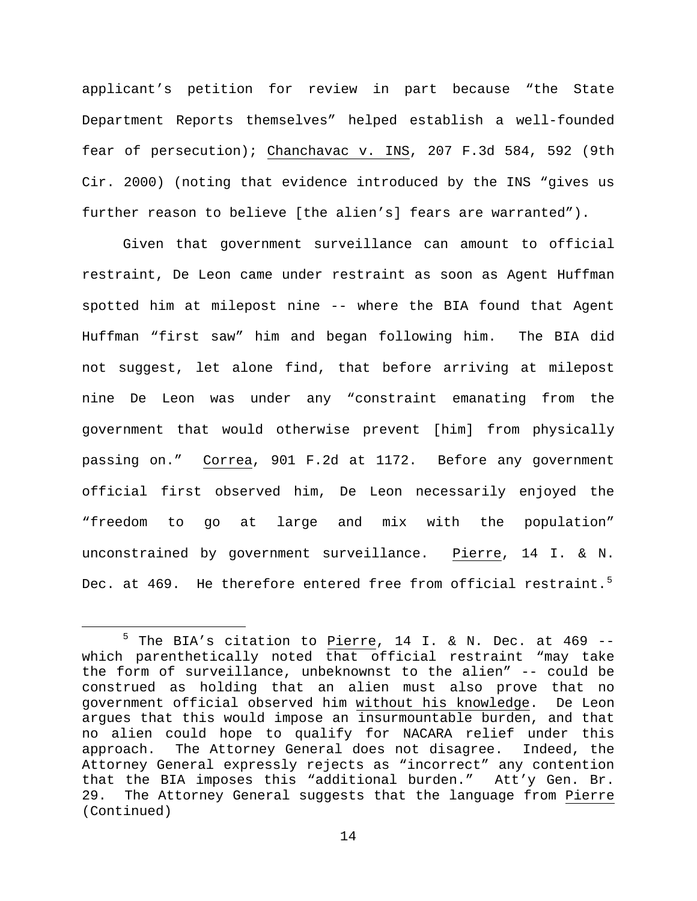applicant's petition for review in part because "the State Department Reports themselves" helped establish a well-founded fear of persecution); Chanchavac v. INS, 207 F.3d 584, 592 (9th Cir. 2000) (noting that evidence introduced by the INS "gives us further reason to believe [the alien's] fears are warranted").

Given that government surveillance can amount to official restraint, De Leon came under restraint as soon as Agent Huffman spotted him at milepost nine -- where the BIA found that Agent Huffman "first saw" him and began following him. The BIA did not suggest, let alone find, that before arriving at milepost nine De Leon was under any "constraint emanating from the government that would otherwise prevent [him] from physically passing on." Correa, 901 F.2d at 1172. Before any government official first observed him, De Leon necessarily enjoyed the "freedom to go at large and mix with the population" unconstrained by government surveillance. Pierre, 14 I. & N. Dec. at 469. He therefore entered free from official restraint.[5]

---

[5] The BIA's citation to Pierre, 14 I. & N. Dec. at 469 -- which parenthetically noted that official restraint "may take the form of surveillance, unbeknownst to the alien" -- could be construed as holding that an alien must also prove that no government official observed him without his knowledge. De Leon argues that this would impose an insurmountable burden, and that no alien could hope to qualify for NACARA relief under this approach. The Attorney General does not disagree. Indeed, the Attorney General expressly rejects as "incorrect" any contention that the BIA imposes this "additional burden." Att'y Gen. Br. 29. The Attorney General suggests that the language from Pierre (Continued)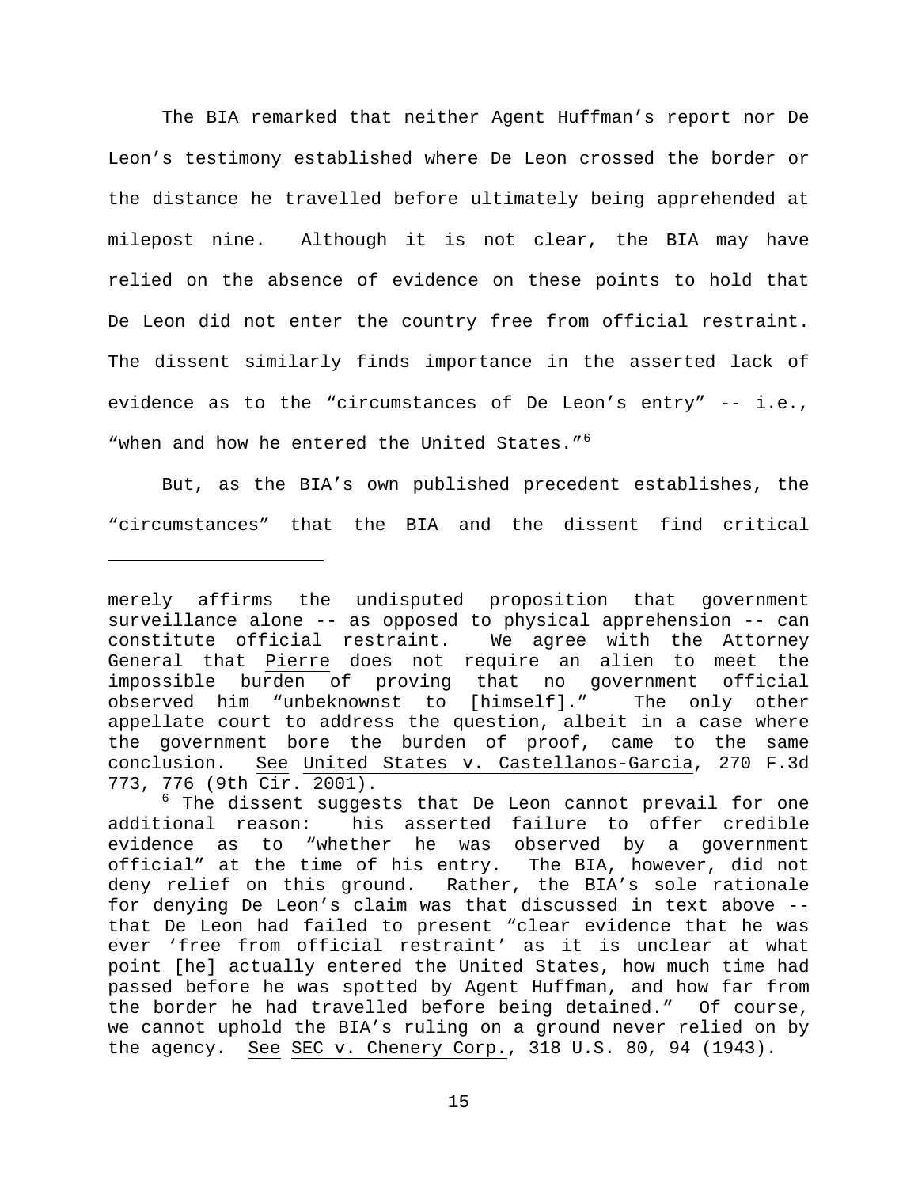The BIA remarked that neither Agent Huffman's report nor De Leon's testimony established where De Leon crossed the border or the distance he travelled before ultimately being apprehended at milepost nine. Although it is not clear, the BIA may have relied on the absence of evidence on these points to hold that De Leon did not enter the country free from official restraint. The dissent similarly finds importance in the asserted lack of evidence as to the "circumstances of De Leon's entry" -- i.e., "when and how he entered the United States."[6]

But, as the BIA's own published precedent establishes, the "circumstances" that the BIA and the dissent find critical

---

merely affirms the undisputed proposition that government surveillance alone -- as opposed to physical apprehension -- can constitute official restraint. We agree with the Attorney General that Pierre does not require an alien to meet the impossible burden of proving that no government official observed him "unbeknownst to [himself]." The only other appellate court to address the question, albeit in a case where the government bore the burden of proof, came to the same conclusion. See United States v. Castellanos-Garcia, 270 F.3d 773, 776 (9th Cir. 2001).

[6] The dissent suggests that De Leon cannot prevail for one additional reason: his asserted failure to offer credible evidence as to "whether he was observed by a government official" at the time of his entry. The BIA, however, did not deny relief on this ground. Rather, the BIA's sole rationale for denying De Leon's claim was that discussed in text above -- that De Leon had failed to present "clear evidence that he was ever 'free from official restraint' as it is unclear at what point [he] actually entered the United States, how much time had passed before he was spotted by Agent Huffman, and how far from the border he had travelled before being detained." Of course, we cannot uphold the BIA's ruling on a ground never relied on by the agency. See SEC v. Chenery Corp., 318 U.S. 80, 94 (1943).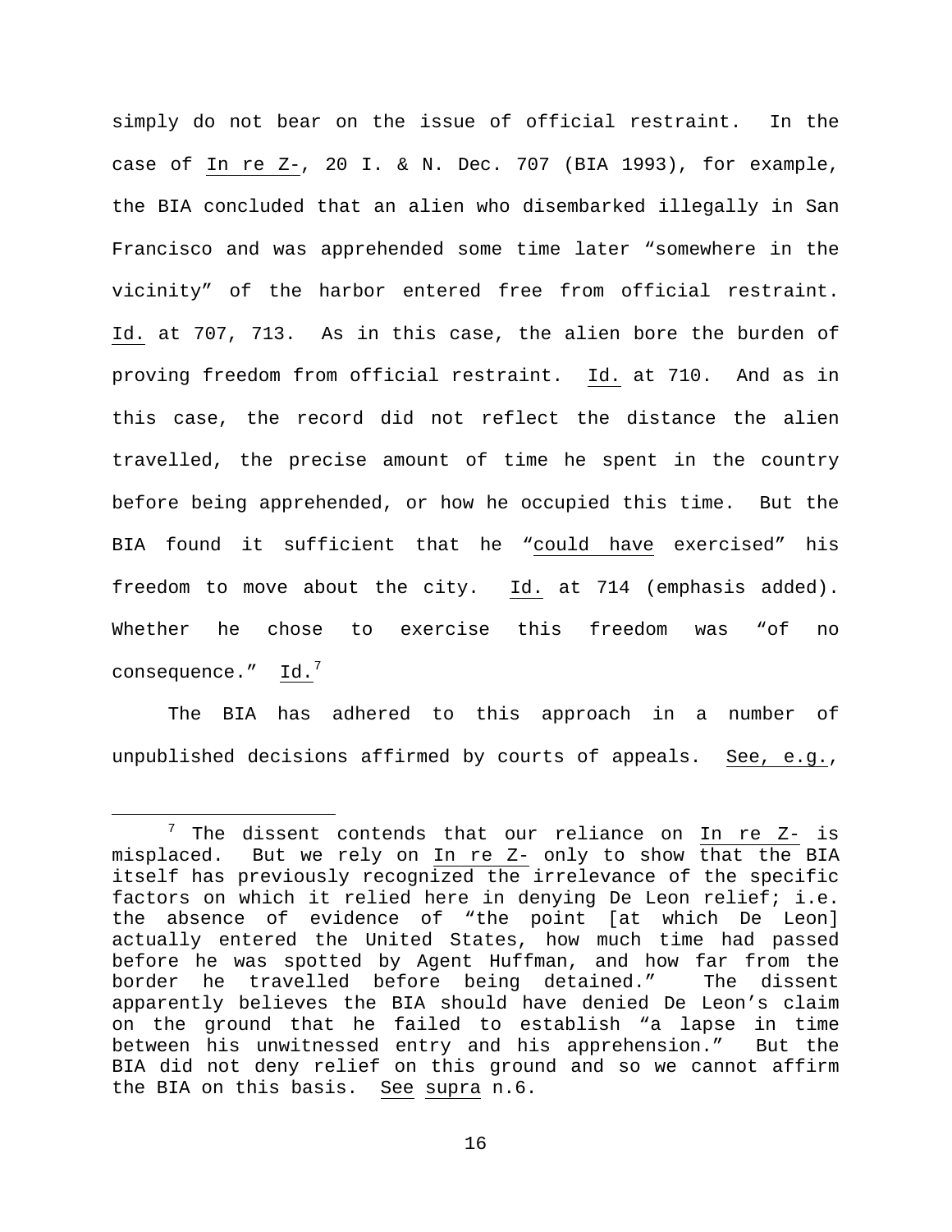simply do not bear on the issue of official restraint. In the case of In re Z-, 20 I. & N. Dec. 707 (BIA 1993), for example, the BIA concluded that an alien who disembarked illegally in San Francisco and was apprehended some time later "somewhere in the vicinity" of the harbor entered free from official restraint. Id. at 707, 713. As in this case, the alien bore the burden of proving freedom from official restraint. Id. at 710. And as in this case, the record did not reflect the distance the alien travelled, the precise amount of time he spent in the country before being apprehended, or how he occupied this time. But the BIA found it sufficient that he "could have exercised" his freedom to move about the city. Id. at 714 (emphasis added). Whether he chose to exercise this freedom was "of no consequence." Id.[7]

The BIA has adhered to this approach in a number of unpublished decisions affirmed by courts of appeals. See, e.g.,

[7] The dissent contends that our reliance on In re Z- is misplaced. But we rely on In re Z- only to show that the BIA itself has previously recognized the irrelevance of the specific factors on which it relied here in denying De Leon relief; i.e. the absence of evidence of "the point [at which De Leon] actually entered the United States, how much time had passed before he was spotted by Agent Huffman, and how far from the border he travelled before being detained." The dissent apparently believes the BIA should have denied De Leon's claim on the ground that he failed to establish "a lapse in time between his unwitnessed entry and his apprehension." But the BIA did not deny relief on this ground and so we cannot affirm the BIA on this basis. See supra n.6.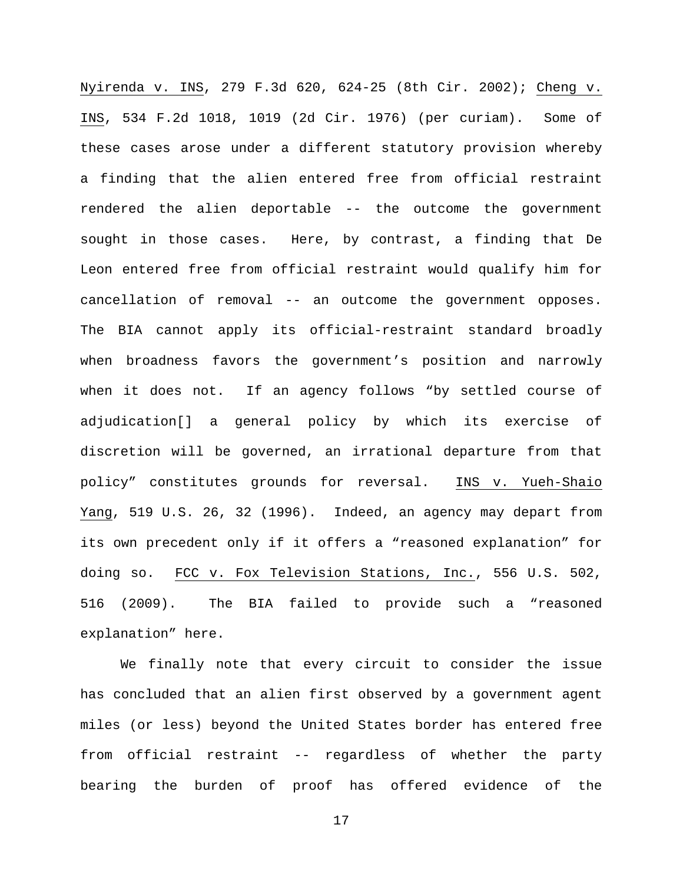Nyirenda v. INS, 279 F.3d 620, 624-25 (8th Cir. 2002); Cheng v. INS, 534 F.2d 1018, 1019 (2d Cir. 1976) (per curiam). Some of these cases arose under a different statutory provision whereby a finding that the alien entered free from official restraint rendered the alien deportable -- the outcome the government sought in those cases. Here, by contrast, a finding that De Leon entered free from official restraint would qualify him for cancellation of removal -- an outcome the government opposes. The BIA cannot apply its official-restraint standard broadly when broadness favors the government's position and narrowly when it does not. If an agency follows "by settled course of adjudication[] a general policy by which its exercise of discretion will be governed, an irrational departure from that policy" constitutes grounds for reversal. INS v. Yueh-Shaio Yang, 519 U.S. 26, 32 (1996). Indeed, an agency may depart from its own precedent only if it offers a "reasoned explanation" for doing so. FCC v. Fox Television Stations, Inc., 556 U.S. 502, 516 (2009). The BIA failed to provide such a "reasoned explanation" here.

We finally note that every circuit to consider the issue has concluded that an alien first observed by a government agent miles (or less) beyond the United States border has entered free from official restraint -- regardless of whether the party bearing the burden of proof has offered evidence of the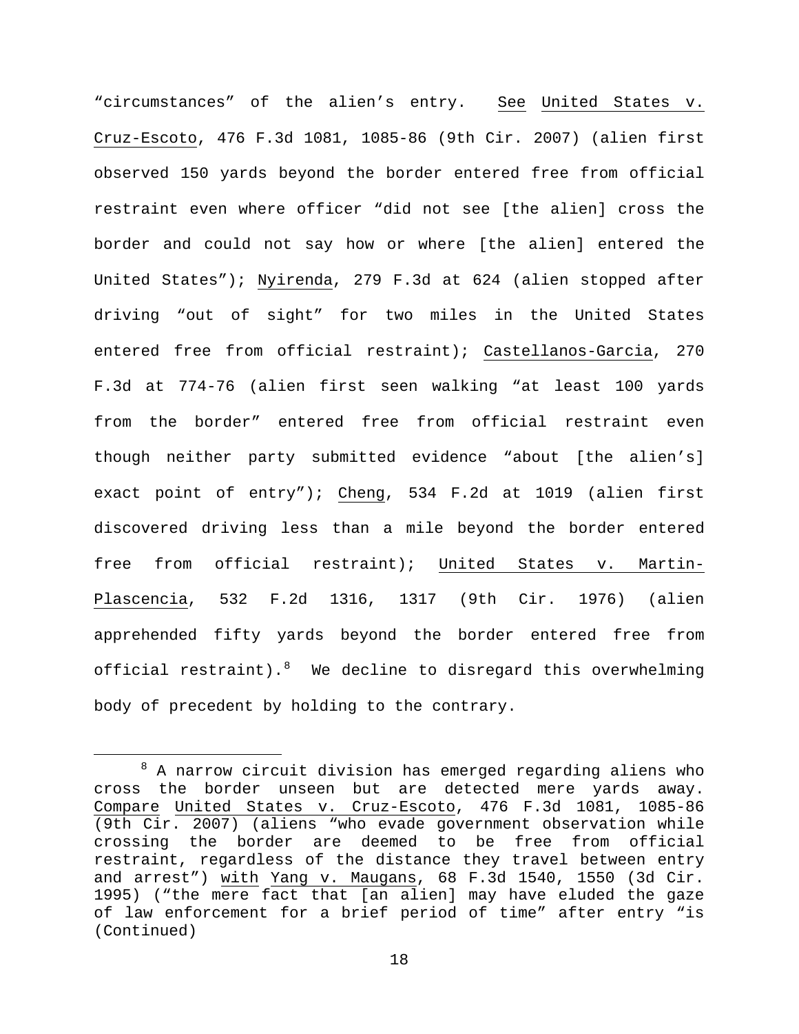"circumstances" of the alien's entry. See United States v. Cruz-Escoto, 476 F.3d 1081, 1085-86 (9th Cir. 2007) (alien first observed 150 yards beyond the border entered free from official restraint even where officer "did not see [the alien] cross the border and could not say how or where [the alien] entered the United States"); Nyirenda, 279 F.3d at 624 (alien stopped after driving "out of sight" for two miles in the United States entered free from official restraint); Castellanos-Garcia, 270 F.3d at 774-76 (alien first seen walking "at least 100 yards from the border" entered free from official restraint even though neither party submitted evidence "about [the alien's] exact point of entry"); Cheng, 534 F.2d at 1019 (alien first discovered driving less than a mile beyond the border entered free from official restraint); United States v. Martin-Plascencia, 532 F.2d 1316, 1317 (9th Cir. 1976) (alien apprehended fifty yards beyond the border entered free from official restraint).[8] We decline to disregard this overwhelming body of precedent by holding to the contrary.

[8] A narrow circuit division has emerged regarding aliens who cross the border unseen but are detected mere yards away. Compare United States v. Cruz-Escoto, 476 F.3d 1081, 1085-86 (9th Cir. 2007) (aliens "who evade government observation while crossing the border are deemed to be free from official restraint, regardless of the distance they travel between entry and arrest") with Yang v. Maugans, 68 F.3d 1540, 1550 (3d Cir. 1995) ("the mere fact that [an alien] may have eluded the gaze of law enforcement for a brief period of time" after entry "is (Continued)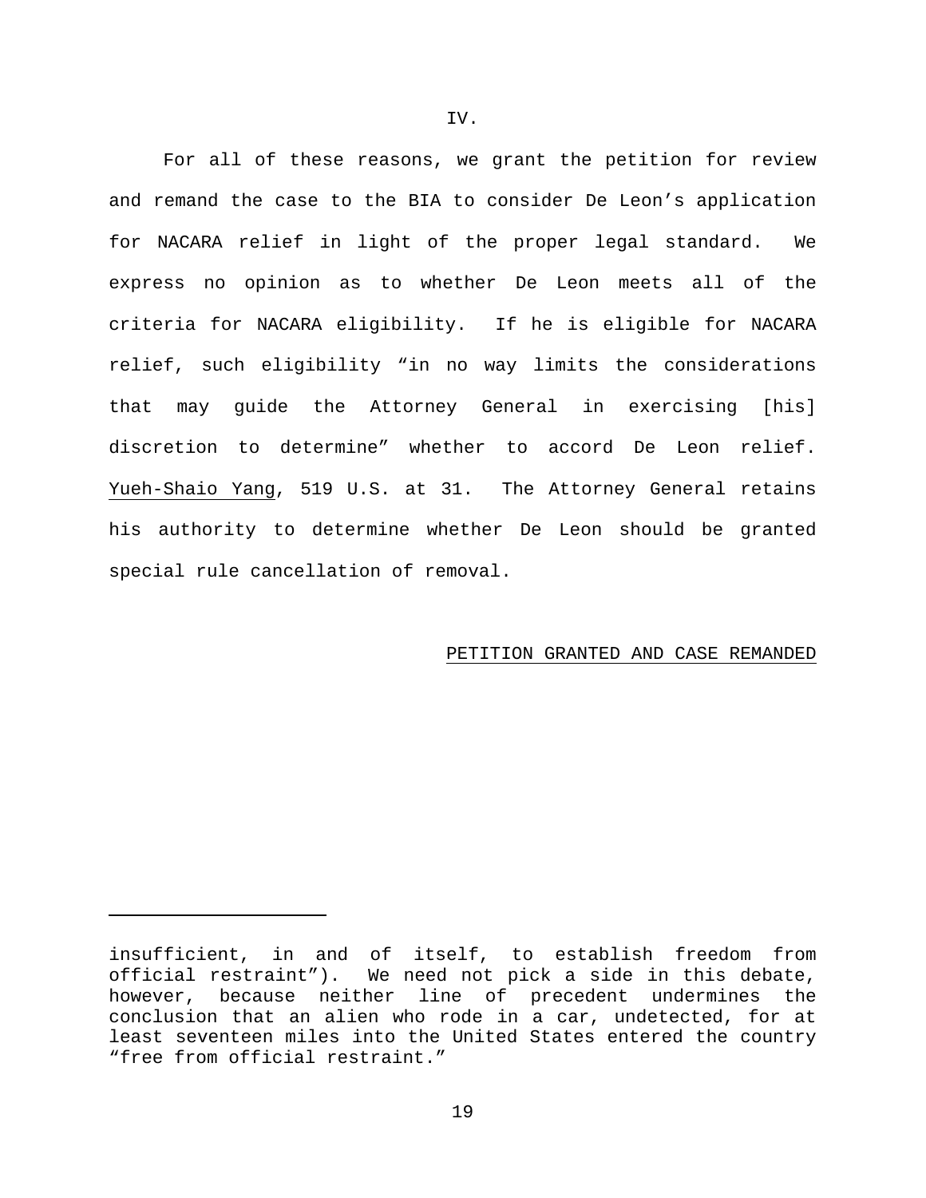IV.

For all of these reasons, we grant the petition for review and remand the case to the BIA to consider De Leon's application for NACARA relief in light of the proper legal standard. We express no opinion as to whether De Leon meets all of the criteria for NACARA eligibility. If he is eligible for NACARA relief, such eligibility "in no way limits the considerations that may guide the Attorney General in exercising [his] discretion to determine" whether to accord De Leon relief. Yueh-Shaio Yang, 519 U.S. at 31. The Attorney General retains his authority to determine whether De Leon should be granted special rule cancellation of removal.

PETITION GRANTED AND CASE REMANDED

---

insufficient, in and of itself, to establish freedom from official restraint"). We need not pick a side in this debate, however, because neither line of precedent undermines the conclusion that an alien who rode in a car, undetected, for at least seventeen miles into the United States entered the country "free from official restraint."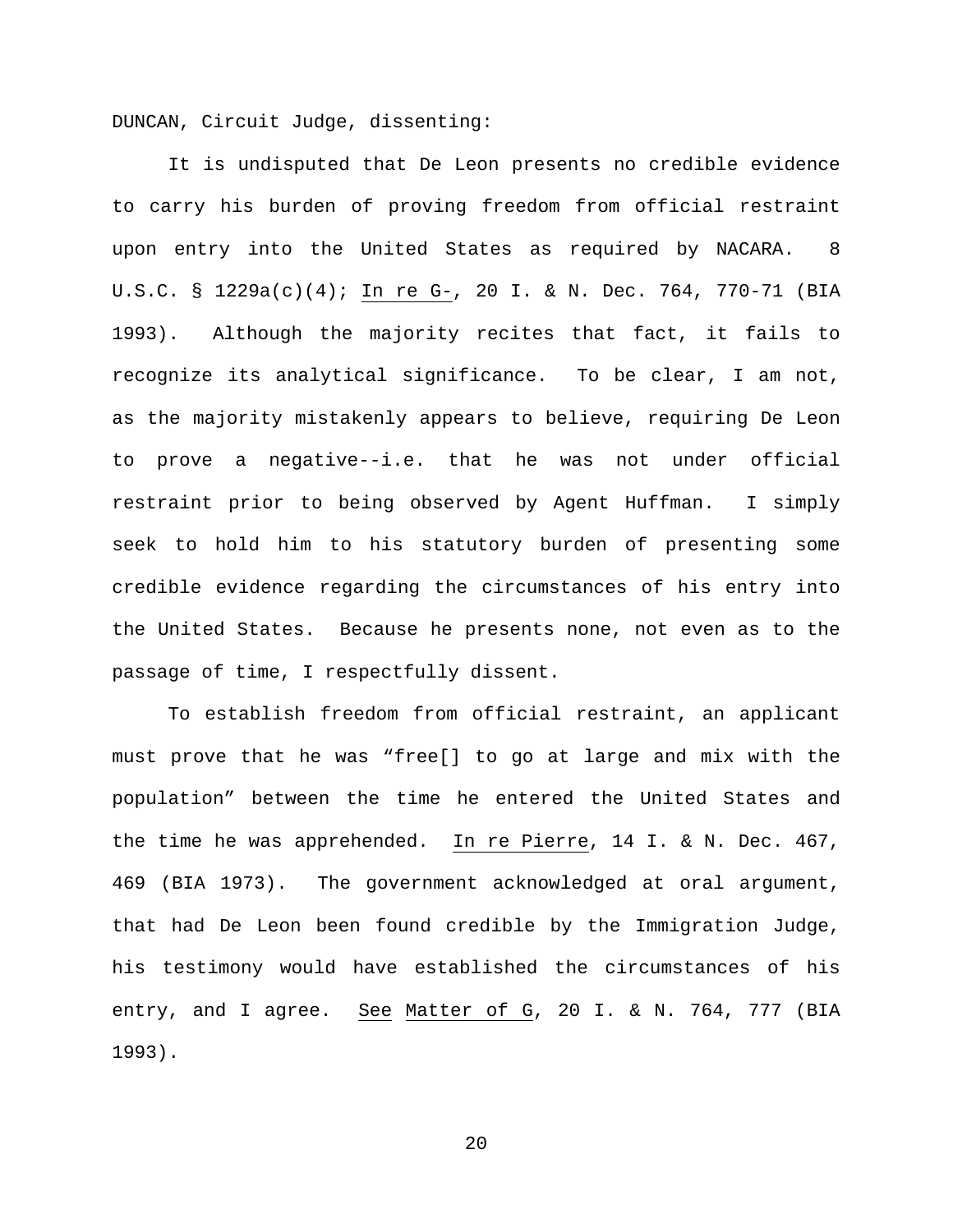DUNCAN, Circuit Judge, dissenting:

It is undisputed that De Leon presents no credible evidence to carry his burden of proving freedom from official restraint upon entry into the United States as required by NACARA. 8 U.S.C. § 1229a(c)(4); In re G-, 20 I. & N. Dec. 764, 770-71 (BIA 1993). Although the majority recites that fact, it fails to recognize its analytical significance. To be clear, I am not, as the majority mistakenly appears to believe, requiring De Leon to prove a negative--i.e. that he was not under official restraint prior to being observed by Agent Huffman. I simply seek to hold him to his statutory burden of presenting some credible evidence regarding the circumstances of his entry into the United States. Because he presents none, not even as to the passage of time, I respectfully dissent.

To establish freedom from official restraint, an applicant must prove that he was "free[] to go at large and mix with the population" between the time he entered the United States and the time he was apprehended. In re Pierre, 14 I. & N. Dec. 467, 469 (BIA 1973). The government acknowledged at oral argument, that had De Leon been found credible by the Immigration Judge, his testimony would have established the circumstances of his entry, and I agree. See Matter of G, 20 I. & N. 764, 777 (BIA 1993).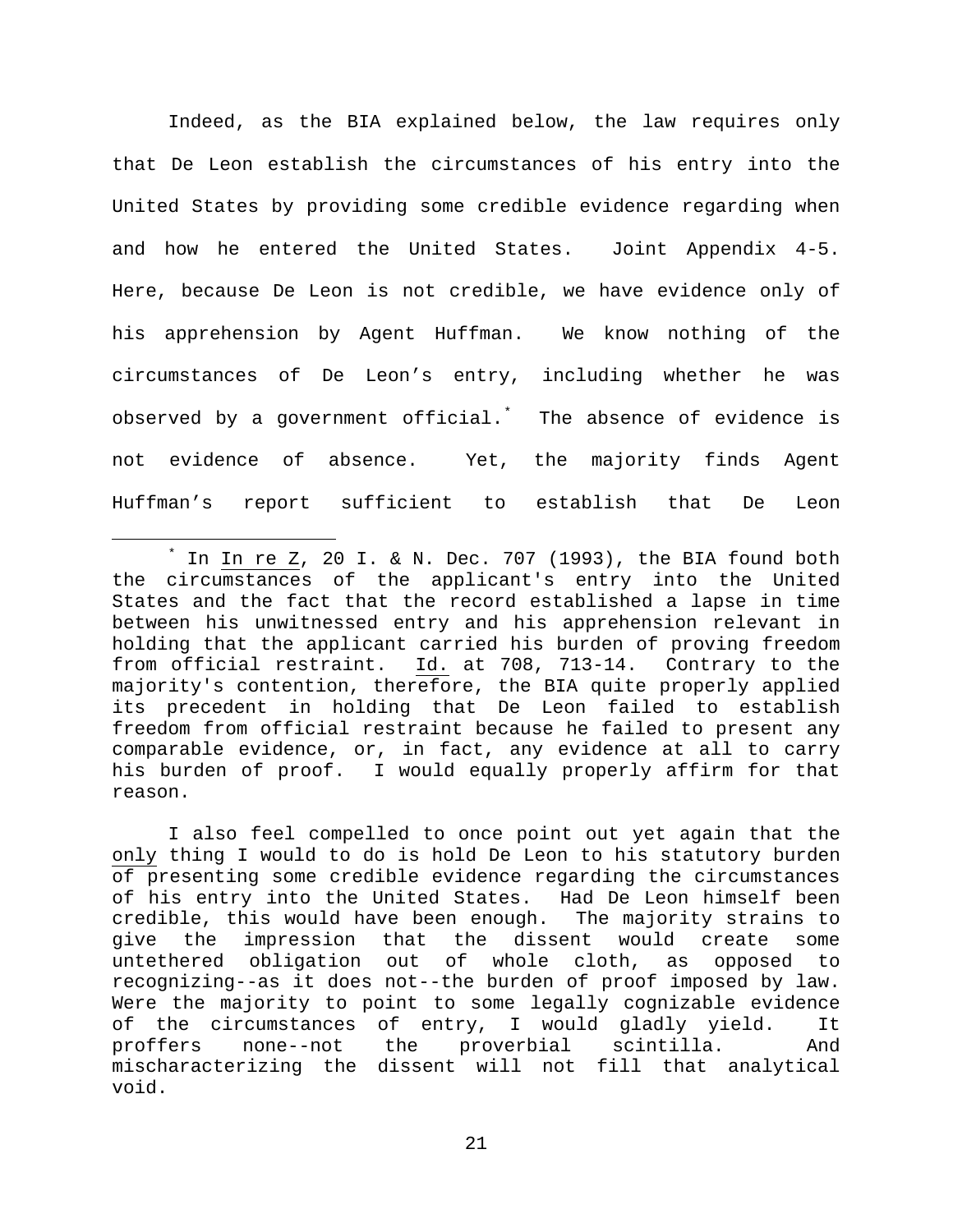Indeed, as the BIA explained below, the law requires only that De Leon establish the circumstances of his entry into the United States by providing some credible evidence regarding when and how he entered the United States. Joint Appendix 4-5. Here, because De Leon is not credible, we have evidence only of his apprehension by Agent Huffman. We know nothing of the circumstances of De Leon's entry, including whether he was observed by a government official.* The absence of evidence is not evidence of absence. Yet, the majority finds Agent Huffman's report sufficient to establish that De Leon

---

* In In re Z, 20 I. & N. Dec. 707 (1993), the BIA found both the circumstances of the applicant's entry into the United States and the fact that the record established a lapse in time between his unwitnessed entry and his apprehension relevant in holding that the applicant carried his burden of proving freedom from official restraint. Id. at 708, 713-14. Contrary to the majority's contention, therefore, the BIA quite properly applied its precedent in holding that De Leon failed to establish freedom from official restraint because he failed to present any comparable evidence, or, in fact, any evidence at all to carry his burden of proof. I would equally properly affirm for that reason.

I also feel compelled to once point out yet again that the only thing I would to do is hold De Leon to his statutory burden of presenting some credible evidence regarding the circumstances of his entry into the United States. Had De Leon himself been credible, this would have been enough. The majority strains to give the impression that the dissent would create some untethered obligation out of whole cloth, as opposed to recognizing--as it does not--the burden of proof imposed by law. Were the majority to point to some legally cognizable evidence of the circumstances of entry, I would gladly yield. It proffers none--not the proverbial scintilla. And mischaracterizing the dissent will not fill that analytical void.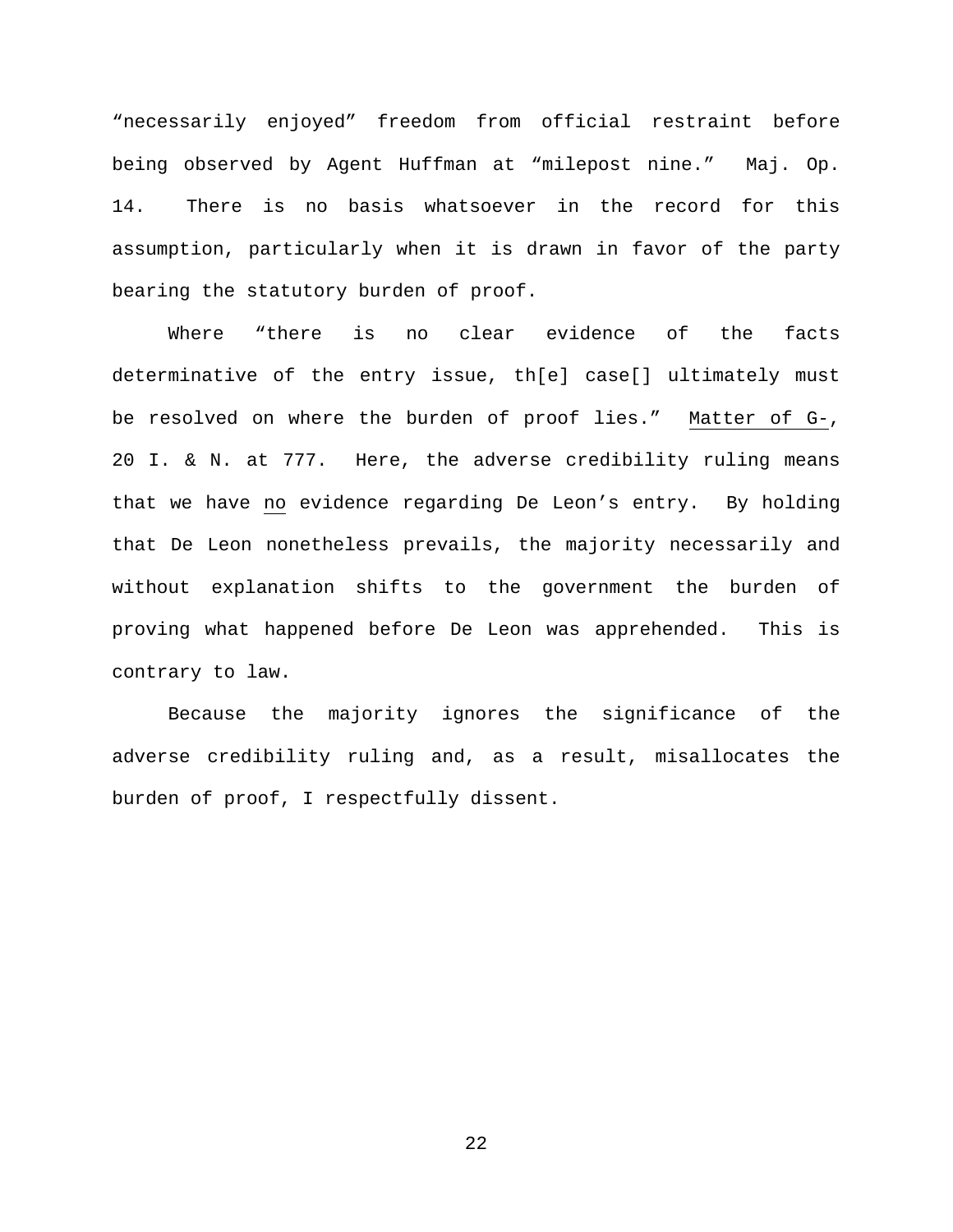"necessarily enjoyed" freedom from official restraint before being observed by Agent Huffman at "milepost nine." Maj. Op. 14. There is no basis whatsoever in the record for this assumption, particularly when it is drawn in favor of the party bearing the statutory burden of proof.

Where "there is no clear evidence of the facts determinative of the entry issue, th[e] case[] ultimately must be resolved on where the burden of proof lies." Matter of G-, 20 I. & N. at 777. Here, the adverse credibility ruling means that we have no evidence regarding De Leon's entry. By holding that De Leon nonetheless prevails, the majority necessarily and without explanation shifts to the government the burden of proving what happened before De Leon was apprehended. This is contrary to law.

Because the majority ignores the significance of the adverse credibility ruling and, as a result, misallocates the burden of proof, I respectfully dissent.